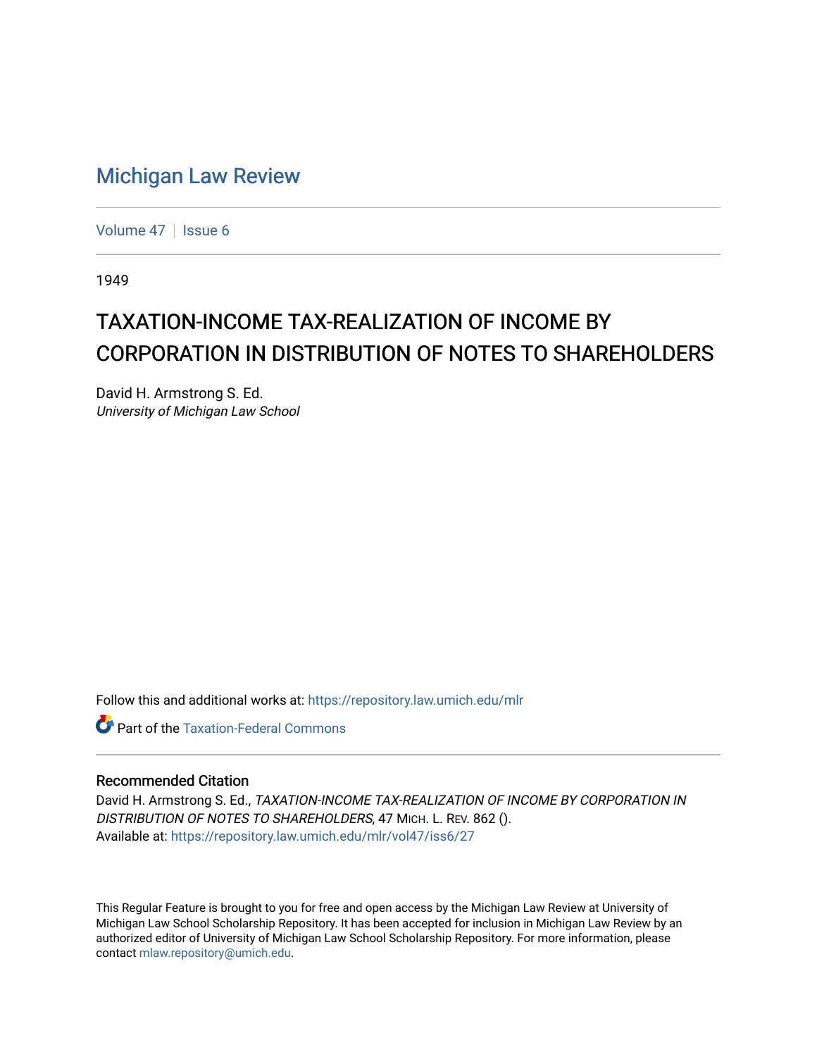# Michigan Law Review

Volume 47 | Issue 6

1949

## TAXATION-INCOME TAX-REALIZATION OF INCOME BY CORPORATION IN DISTRIBUTION OF NOTES TO SHAREHOLDERS

David H. Armstrong S. Ed.
*University of Michigan Law School*

Follow this and additional works at: https://repository.law.umich.edu/mlr

Part of the Taxation-Federal Commons

### Recommended Citation

David H. Armstrong S. Ed., *TAXATION-INCOME TAX-REALIZATION OF INCOME BY CORPORATION IN DISTRIBUTION OF NOTES TO SHAREHOLDERS*, 47 MICH. L. REV. 862 ().
Available at: https://repository.law.umich.edu/mlr/vol47/iss6/27

This Regular Feature is brought to you for free and open access by the Michigan Law Review at University of Michigan Law School Scholarship Repository. It has been accepted for inclusion in Michigan Law Review by an authorized editor of University of Michigan Law School Scholarship Repository. For more information, please contact mlaw.repository@umich.edu.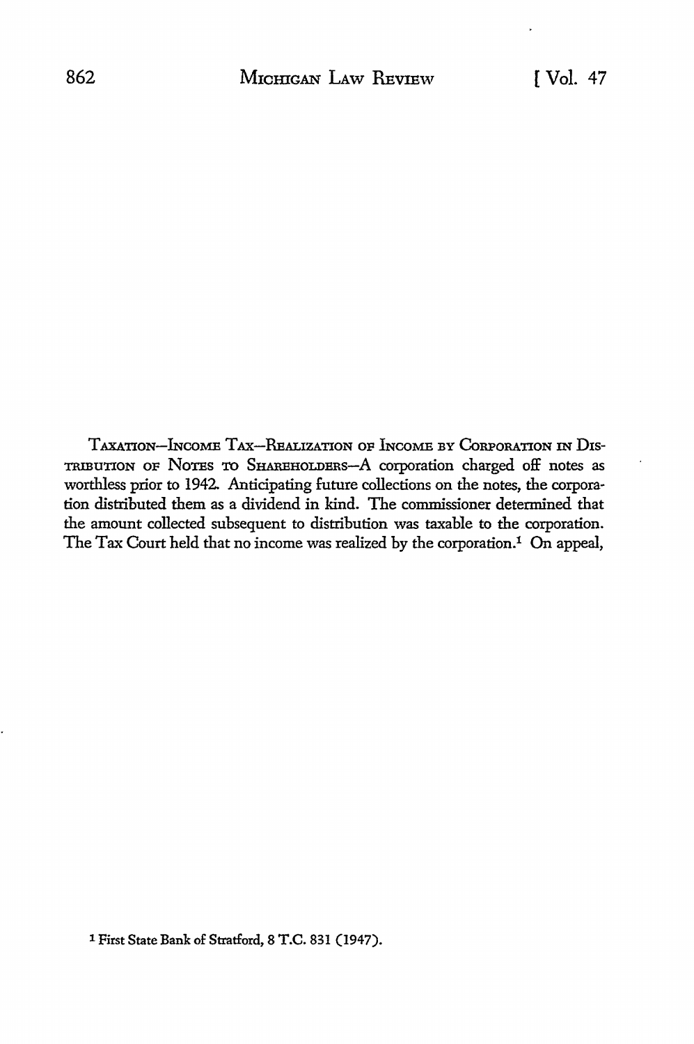TAXATION—INCOME TAX—REALIZATION OF INCOME BY CORPORATION IN DISTRIBUTION OF NOTES TO SHAREHOLDERS—A corporation charged off notes as worthless prior to 1942. Anticipating future collections on the notes, the corporation distributed them as a dividend in kind. The commissioner determined that the amount collected subsequent to distribution was taxable to the corporation. The Tax Court held that no income was realized by the corporation.[1] On appeal,

[1] First State Bank of Stratford, 8 T.C. 831 (1947).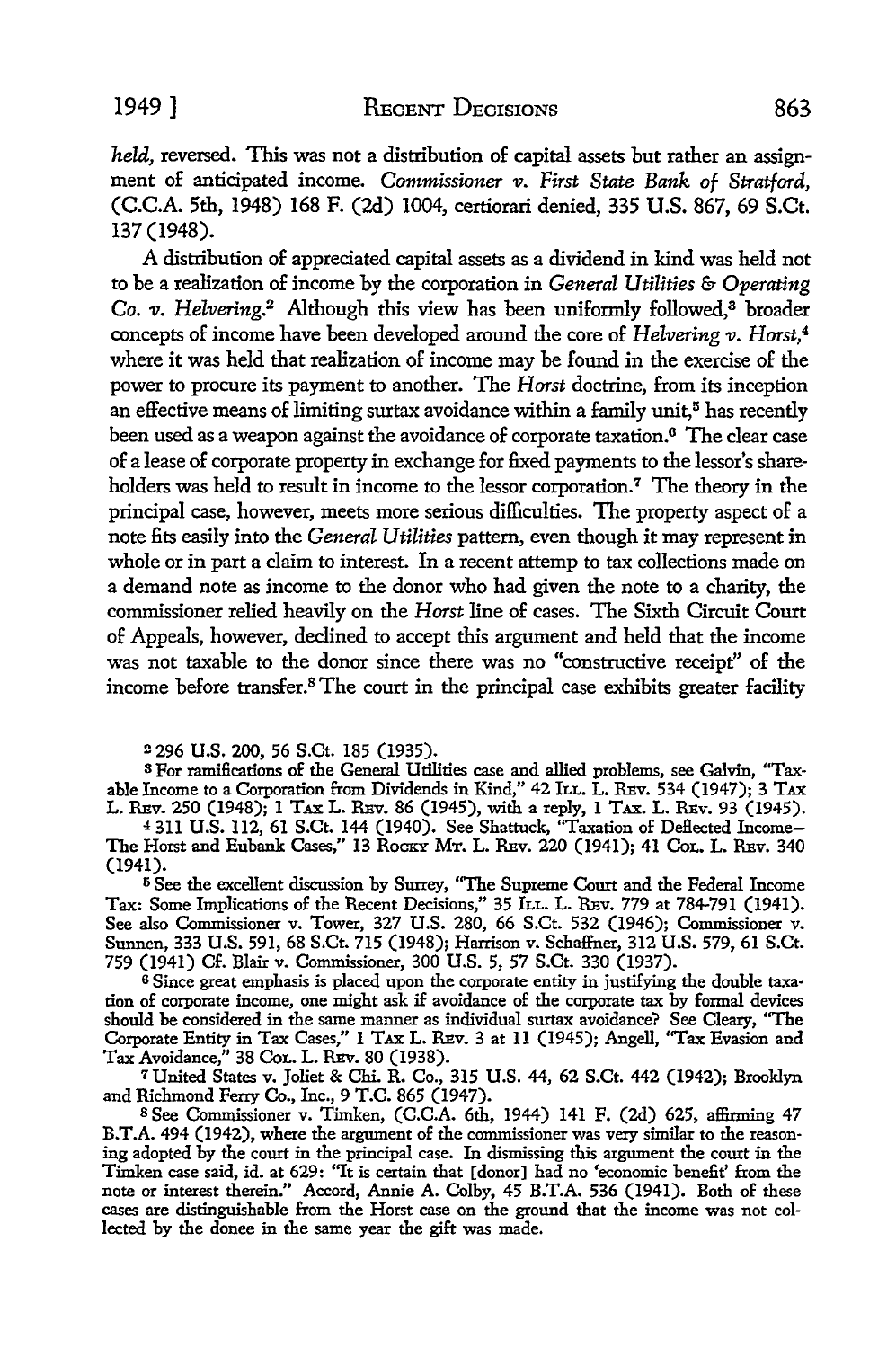*held*, reversed. This was not a distribution of capital assets but rather an assignment of anticipated income. *Commissioner v. First State Bank of Stratford*, (C.C.A. 5th, 1948) 168 F. (2d) 1004, certiorari denied, 335 U.S. 867, 69 S.Ct. 137 (1948).

A distribution of appreciated capital assets as a dividend in kind was held not to be a realization of income by the corporation in *General Utilities & Operating Co. v. Helvering*.[2] Although this view has been uniformly followed,[3] broader concepts of income have been developed around the core of *Helvering v. Horst*,[4] where it was held that realization of income may be found in the exercise of the power to procure its payment to another. The *Horst* doctrine, from its inception an effective means of limiting surtax avoidance within a family unit,[5] has recently been used as a weapon against the avoidance of corporate taxation.[6] The clear case of a lease of corporate property in exchange for fixed payments to the lessor's shareholders was held to result in income to the lessor corporation.[7] The theory in the principal case, however, meets more serious difficulties. The property aspect of a note fits easily into the *General Utilities* pattern, even though it may represent in whole or in part a claim to interest. In a recent attemp to tax collections made on a demand note as income to the donor who had given the note to a charity, the commissioner relied heavily on the *Horst* line of cases. The Sixth Circuit Court of Appeals, however, declined to accept this argument and held that the income was not taxable to the donor since there was no "constructive receipt" of the income before transfer.[8] The court in the principal case exhibits greater facility

[2] 296 U.S. 200, 56 S.Ct. 185 (1935).

[3] For ramifications of the General Utilities case and allied problems, see Galvin, "Taxable Income to a Corporation from Dividends in Kind," 42 ILL. L. REV. 534 (1947); 3 TAX L. REV. 250 (1948); 1 TAX L. REV. 86 (1945), with a reply, 1 TAX. L. REV. 93 (1945).

[4] 311 U.S. 112, 61 S.Ct. 144 (1940). See Shattuck, "Taxation of Deflected Income—The Horst and Eubank Cases," 13 ROCKY MT. L. REV. 220 (1941); 41 COL. L. REV. 340 (1941).

[5] See the excellent discussion by Surrey, "The Supreme Court and the Federal Income Tax: Some Implications of the Recent Decisions," 35 ILL. L. REV. 779 at 784-791 (1941). See also Commissioner v. Tower, 327 U.S. 280, 66 S.Ct. 532 (1946); Commissioner v. Sunnen, 333 U.S. 591, 68 S.Ct. 715 (1948); Harrison v. Schaffner, 312 U.S. 579, 61 S.Ct. 759 (1941) Cf. Blair v. Commissioner, 300 U.S. 5, 57 S.Ct. 330 (1937).

[6] Since great emphasis is placed upon the corporate entity in justifying the double taxation of corporate income, one might ask if avoidance of the corporate tax by formal devices should be considered in the same manner as individual surtax avoidance? See Cleary, "The Corporate Entity in Tax Cases," 1 TAX L. REV. 3 at 11 (1945); Angell, "Tax Evasion and Tax Avoidance," 38 COL. L. REV. 80 (1938).

[7] United States v. Joliet & Chi. R. Co., 315 U.S. 44, 62 S.Ct. 442 (1942); Brooklyn and Richmond Ferry Co., Inc., 9 T.C. 865 (1947).

[8] See Commissioner v. Timken, (C.C.A. 6th, 1944) 141 F. (2d) 625, affirming 47 B.T.A. 494 (1942), where the argument of the commissioner was very similar to the reasoning adopted by the court in the principal case. In dismissing this argument the court in the Timken case said, id. at 629: "It is certain that [donor] had no 'economic benefit' from the note or interest therein." Accord, Annie A. Colby, 45 B.T.A. 536 (1941). Both of these cases are distinguishable from the Horst case on the ground that the income was not collected by the donee in the same year the gift was made.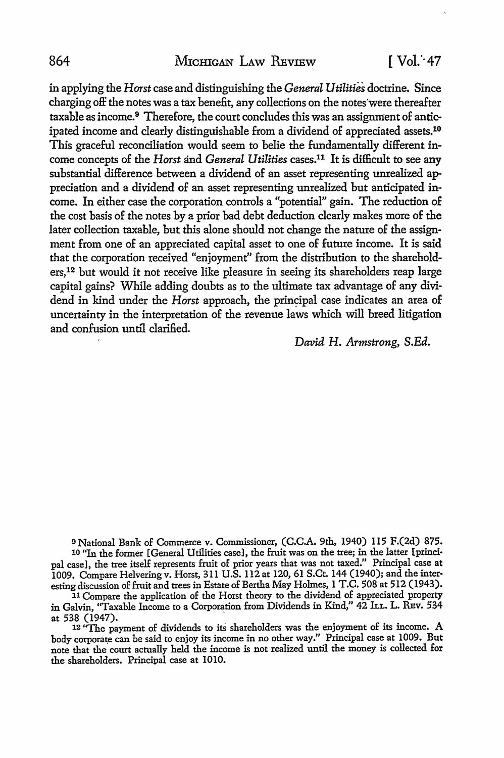in applying the *Horst* case and distinguishing the *General Utilities* doctrine. Since charging off the notes was a tax benefit, any collections on the notes were thereafter taxable as income.[9] Therefore, the court concludes this was an assignment of anticipated income and clearly distinguishable from a dividend of appreciated assets.[10] This graceful reconciliation would seem to belie the fundamentally different income concepts of the *Horst* and *General Utilities* cases.[11] It is difficult to see any substantial difference between a dividend of an asset representing unrealized appreciation and a dividend of an asset representing unrealized but anticipated income. In either case the corporation controls a "potential" gain. The reduction of the cost basis of the notes by a prior bad debt deduction clearly makes more of the later collection taxable, but this alone should not change the nature of the assignment from one of an appreciated capital asset to one of future income. It is said that the corporation received "enjoyment" from the distribution to the shareholders,[12] but would it not receive like pleasure in seeing its shareholders reap large capital gains? While adding doubts as to the ultimate tax advantage of any dividend in kind under the *Horst* approach, the principal case indicates an area of uncertainty in the interpretation of the revenue laws which will breed litigation and confusion until clarified.

*David H. Armstrong, S.Ed.*

---

[9] National Bank of Commerce v. Commissioner, (C.C.A. 9th, 1940) 115 F.(2d) 875.

[10] "In the former [General Utilities case], the fruit was on the tree; in the latter [principal case], the tree itself represents fruit of prior years that was not taxed." Principal case at 1009. Compare Helvering v. Horst, 311 U.S. 112 at 120, 61 S.Ct. 144 (1940); and the interesting discussion of fruit and trees in Estate of Bertha May Holmes, 1 T.C. 508 at 512 (1943).

[11] Compare the application of the Horst theory to the dividend of appreciated property in Galvin, "Taxable Income to a Corporation from Dividends in Kind," 42 ILL. L. REV. 534 at 538 (1947).

[12] "The payment of dividends to its shareholders was the enjoyment of its income. A body corporate can be said to enjoy its income in no other way." Principal case at 1009. But note that the court actually held the income is not realized until the money is collected for the shareholders. Principal case at 1010.